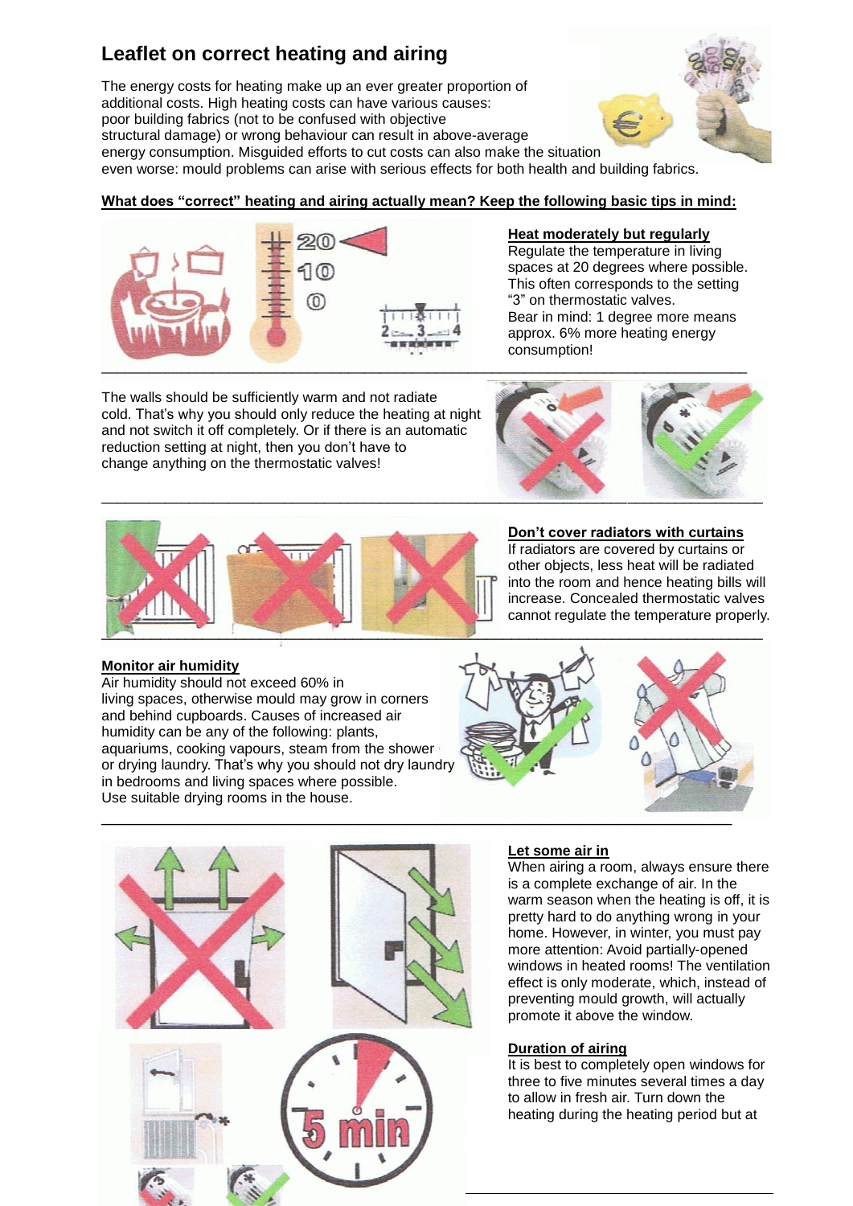# Leaflet on correct heating and airing

The energy costs for heating make up an ever greater proportion of additional costs. High heating costs can have various causes: poor building fabrics (not to be confused with objective structural damage) or wrong behaviour can result in above-average energy consumption. Misguided efforts to cut costs can also make the situation even worse: mould problems can arise with serious effects for both health and building fabrics.

**What does "correct" heating and airing actually mean? Keep the following basic tips in mind:**

**Heat moderately but regularly**
Regulate the temperature in living spaces at 20 degrees where possible. This often corresponds to the setting "3" on thermostatic valves.
Bear in mind: 1 degree more means approx. 6% more heating energy consumption!

---

The walls should be sufficiently warm and not radiate cold. That's why you should only reduce the heating at night and not switch it off completely. Or if there is an automatic reduction setting at night, then you don't have to change anything on the thermostatic valves!

---

**Don't cover radiators with curtains**
If radiators are covered by curtains or other objects, less heat will be radiated into the room and hence heating bills will increase. Concealed thermostatic valves cannot regulate the temperature properly.

---

**Monitor air humidity**
Air humidity should not exceed 60% in living spaces, otherwise mould may grow in corners and behind cupboards. Causes of increased air humidity can be any of the following: plants, aquariums, cooking vapours, steam from the shower or drying laundry. That's why you should not dry laundry in bedrooms and living spaces where possible.
Use suitable drying rooms in the house.

---

**Let some air in**
When airing a room, always ensure there is a complete exchange of air. In the warm season when the heating is off, it is pretty hard to do anything wrong in your home. However, in winter, you must pay more attention: Avoid partially-opened windows in heated rooms! The ventilation effect is only moderate, which, instead of preventing mould growth, will actually promote it above the window.

**Duration of airing**
It is best to completely open windows for three to five minutes several times a day to allow in fresh air. Turn down the heating during the heating period but at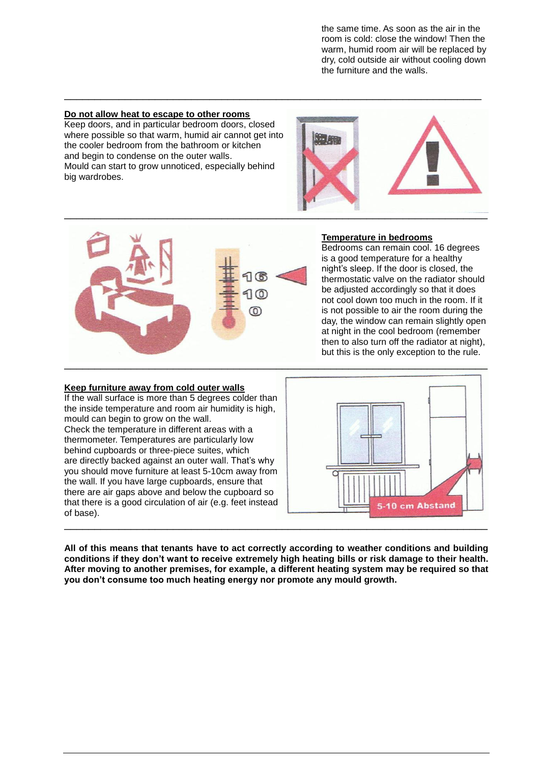the same time. As soon as the air in the room is cold: close the window! Then the warm, humid room air will be replaced by dry, cold outside air without cooling down the furniture and the walls.

---

**Do not allow heat to escape to other rooms**

Keep doors, and in particular bedroom doors, closed where possible so that warm, humid air cannot get into the cooler bedroom from the bathroom or kitchen and begin to condense on the outer walls.
Mould can start to grow unnoticed, especially behind big wardrobes.

---

**Temperature in bedrooms**

Bedrooms can remain cool. 16 degrees is a good temperature for a healthy night's sleep. If the door is closed, the thermostatic valve on the radiator should be adjusted accordingly so that it does not cool down too much in the room. If it is not possible to air the room during the day, the window can remain slightly open at night in the cool bedroom (remember then to also turn off the radiator at night), but this is the only exception to the rule.

---

**Keep furniture away from cold outer walls**

If the wall surface is more than 5 degrees colder than the inside temperature and room air humidity is high, mould can begin to grow on the wall.
Check the temperature in different areas with a thermometer. Temperatures are particularly low behind cupboards or three-piece suites, which are directly backed against an outer wall. That's why you should move furniture at least 5-10cm away from the wall. If you have large cupboards, ensure that there are air gaps above and below the cupboard so that there is a good circulation of air (e.g. feet instead of base).

5-10 cm Abstand

---

**All of this means that tenants have to act correctly according to weather conditions and building conditions if they don't want to receive extremely high heating bills or risk damage to their health. After moving to another premises, for example, a different heating system may be required so that you don't consume too much heating energy nor promote any mould growth.**